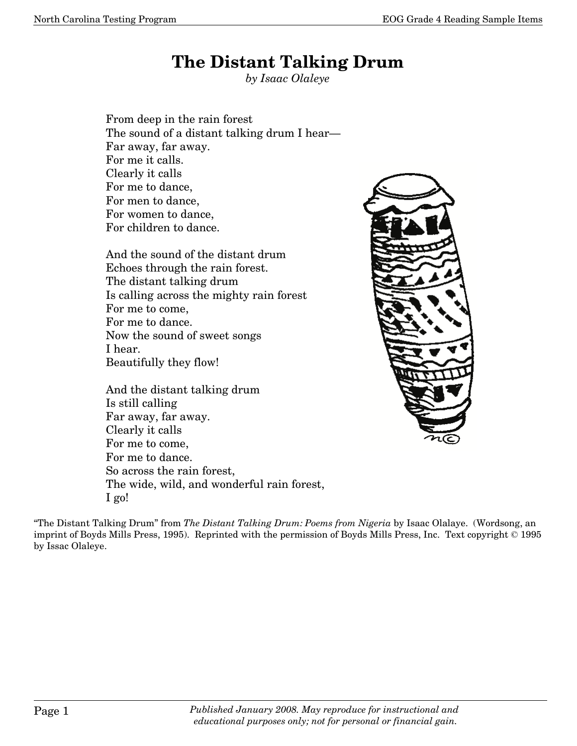# The Distant Talking Drum

*by Isaac Olaleye*

From deep in the rain forest  
The sound of a distant talking drum I hear—  
Far away, far away.  
For me it calls.  
Clearly it calls  
For me to dance,  
For men to dance,  
For women to dance,  
For children to dance.

And the sound of the distant drum  
Echoes through the rain forest.  
The distant talking drum  
Is calling across the mighty rain forest  
For me to come,  
For me to dance.  
Now the sound of sweet songs  
I hear.  
Beautifully they flow!

And the distant talking drum  
Is still calling  
Far away, far away.  
Clearly it calls  
For me to come,  
For me to dance.  
So across the rain forest,  
The wide, wild, and wonderful rain forest,  
I go!

"The Distant Talking Drum" from *The Distant Talking Drum: Poems from Nigeria* by Isaac Olalaye. (Wordsong, an imprint of Boyds Mills Press, 1995). Reprinted with the permission of Boyds Mills Press, Inc. Text copyright © 1995 by Issac Olaleye.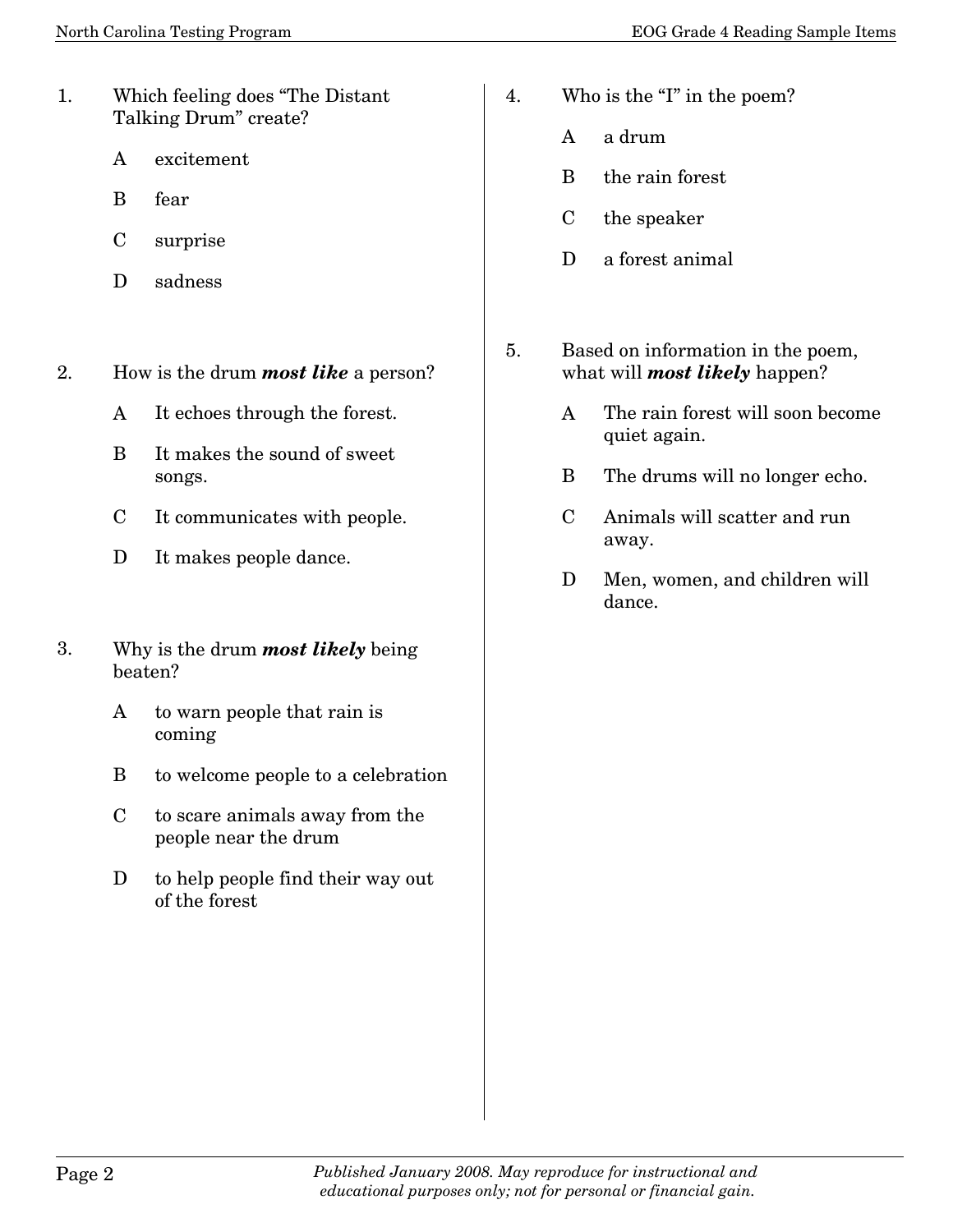1. Which feeling does "The Distant Talking Drum" create?

   A excitement

   B fear

   C surprise

   D sadness

2. How is the drum ***most like*** a person?

   A It echoes through the forest.

   B It makes the sound of sweet songs.

   C It communicates with people.

   D It makes people dance.

3. Why is the drum ***most likely*** being beaten?

   A to warn people that rain is coming

   B to welcome people to a celebration

   C to scare animals away from the people near the drum

   D to help people find their way out of the forest

4. Who is the "I" in the poem?

   A a drum

   B the rain forest

   C the speaker

   D a forest animal

5. Based on information in the poem, what will ***most likely*** happen?

   A The rain forest will soon become quiet again.

   B The drums will no longer echo.

   C Animals will scatter and run away.

   D Men, women, and children will dance.

*Published January 2008. May reproduce for instructional and educational purposes only; not for personal or financial gain.*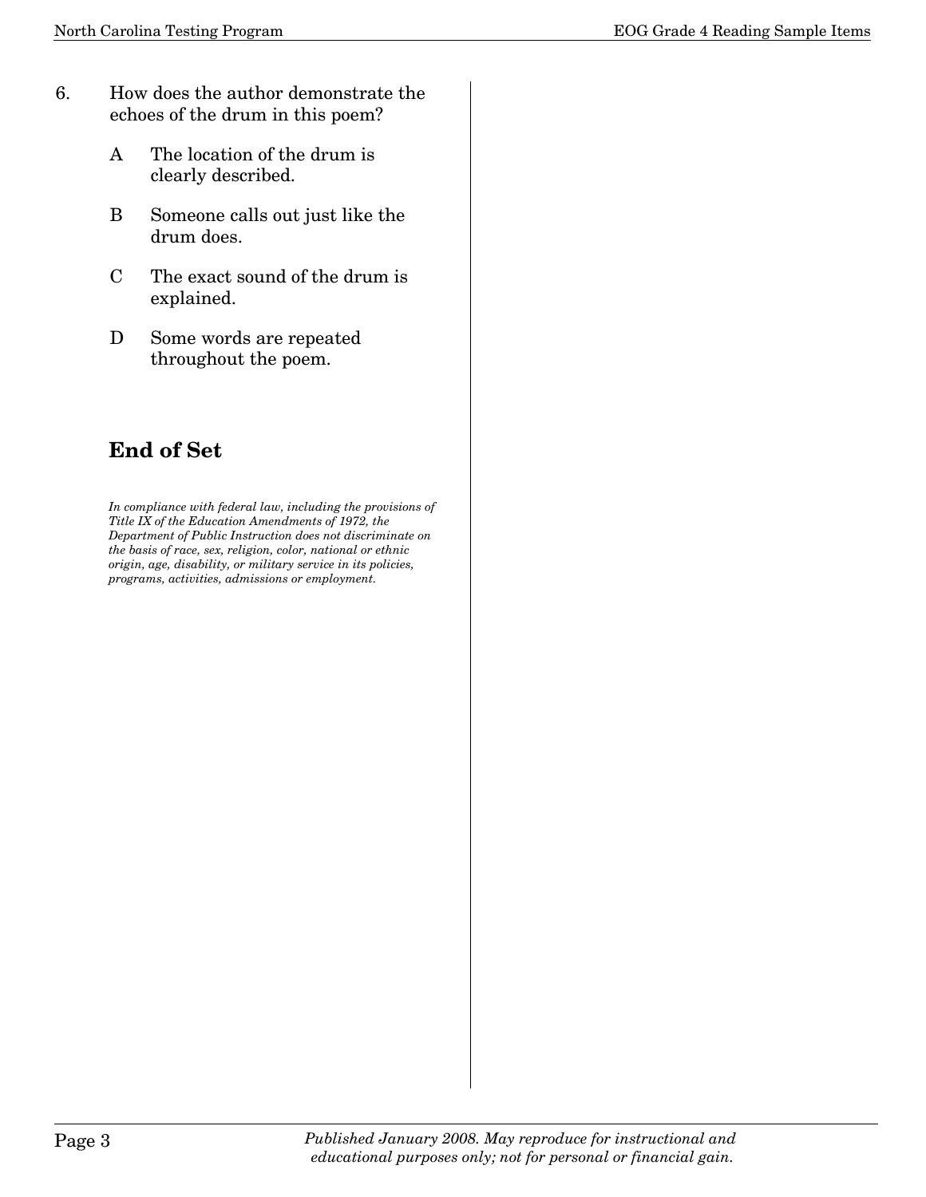6. How does the author demonstrate the echoes of the drum in this poem?

   A The location of the drum is clearly described.

   B Someone calls out just like the drum does.

   C The exact sound of the drum is explained.

   D Some words are repeated throughout the poem.

## End of Set

*In compliance with federal law, including the provisions of Title IX of the Education Amendments of 1972, the Department of Public Instruction does not discriminate on the basis of race, sex, religion, color, national or ethnic origin, age, disability, or military service in its policies, programs, activities, admissions or employment.*

*Published January 2008. May reproduce for instructional and educational purposes only; not for personal or financial gain.*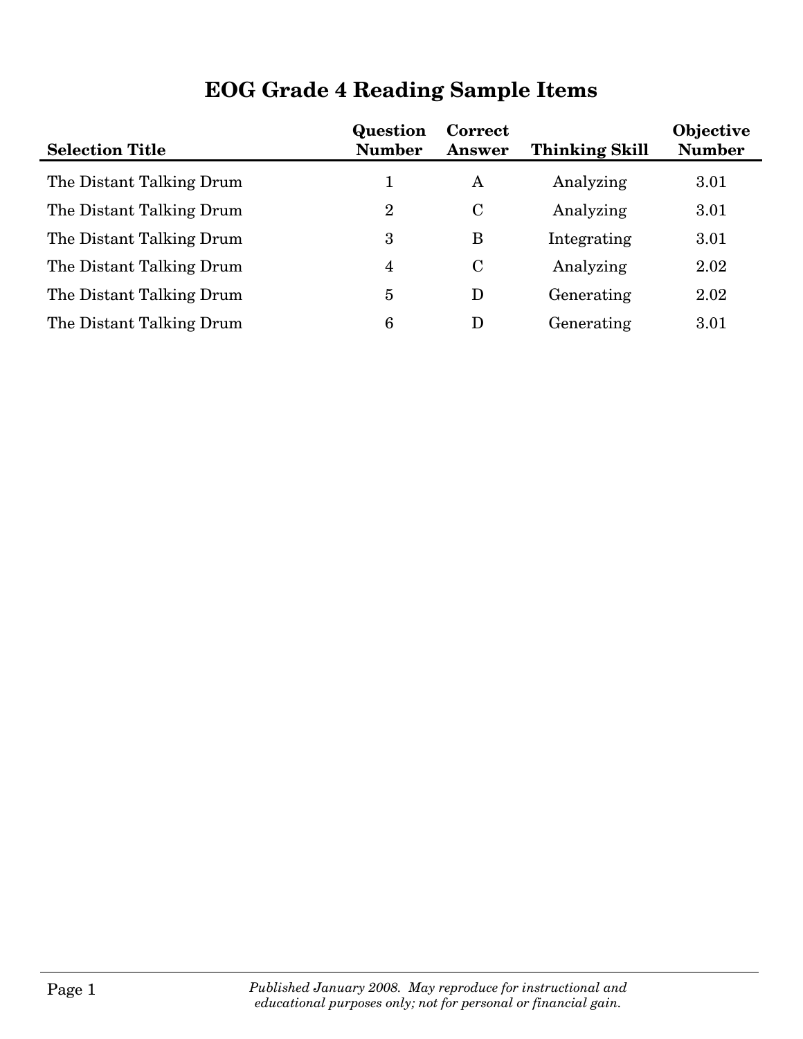# EOG Grade 4 Reading Sample Items

| Selection Title | Question Number | Correct Answer | Thinking Skill | Objective Number |
|---|---|---|---|---|
| The Distant Talking Drum | 1 | A | Analyzing | 3.01 |
| The Distant Talking Drum | 2 | C | Analyzing | 3.01 |
| The Distant Talking Drum | 3 | B | Integrating | 3.01 |
| The Distant Talking Drum | 4 | C | Analyzing | 2.02 |
| The Distant Talking Drum | 5 | D | Generating | 2.02 |
| The Distant Talking Drum | 6 | D | Generating | 3.01 |

*Published January 2008. May reproduce for instructional and educational purposes only; not for personal or financial gain.*